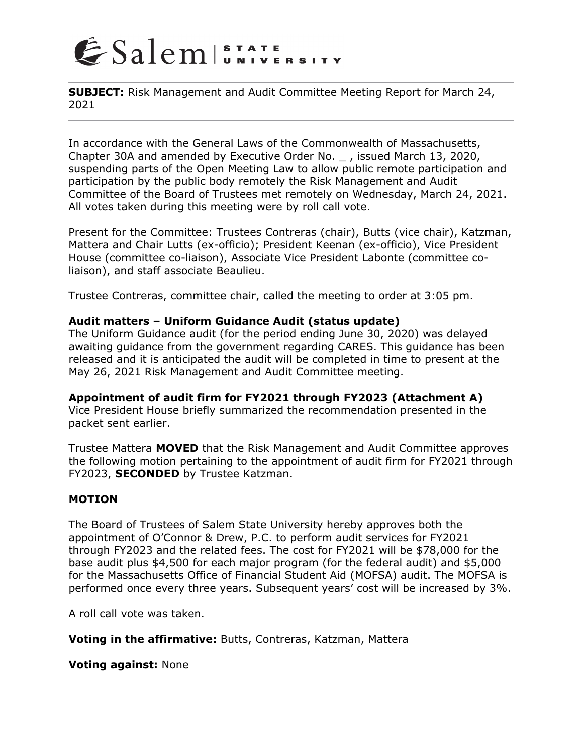Salem | STATE UNIVERSITY

**SUBJECT:** Risk Management and Audit Committee Meeting Report for March 24, 2021

In accordance with the General Laws of the Commonwealth of Massachusetts, Chapter 30A and amended by Executive Order No. _ , issued March 13, 2020, suspending parts of the Open Meeting Law to allow public remote participation and participation by the public body remotely the Risk Management and Audit Committee of the Board of Trustees met remotely on Wednesday, March 24, 2021. All votes taken during this meeting were by roll call vote.

Present for the Committee: Trustees Contreras (chair), Butts (vice chair), Katzman, Mattera and Chair Lutts (ex-officio); President Keenan (ex-officio), Vice President House (committee co-liaison), Associate Vice President Labonte (committee co-liaison), and staff associate Beaulieu.

Trustee Contreras, committee chair, called the meeting to order at 3:05 pm.

**Audit matters – Uniform Guidance Audit (status update)**
The Uniform Guidance audit (for the period ending June 30, 2020) was delayed awaiting guidance from the government regarding CARES. This guidance has been released and it is anticipated the audit will be completed in time to present at the May 26, 2021 Risk Management and Audit Committee meeting.

**Appointment of audit firm for FY2021 through FY2023 (Attachment A)**
Vice President House briefly summarized the recommendation presented in the packet sent earlier.

Trustee Mattera **MOVED** that the Risk Management and Audit Committee approves the following motion pertaining to the appointment of audit firm for FY2021 through FY2023, **SECONDED** by Trustee Katzman.

**MOTION**

The Board of Trustees of Salem State University hereby approves both the appointment of O'Connor & Drew, P.C. to perform audit services for FY2021 through FY2023 and the related fees. The cost for FY2021 will be $78,000 for the base audit plus $4,500 for each major program (for the federal audit) and $5,000 for the Massachusetts Office of Financial Student Aid (MOFSA) audit. The MOFSA is performed once every three years. Subsequent years' cost will be increased by 3%.

A roll call vote was taken.

**Voting in the affirmative:** Butts, Contreras, Katzman, Mattera

**Voting against:** None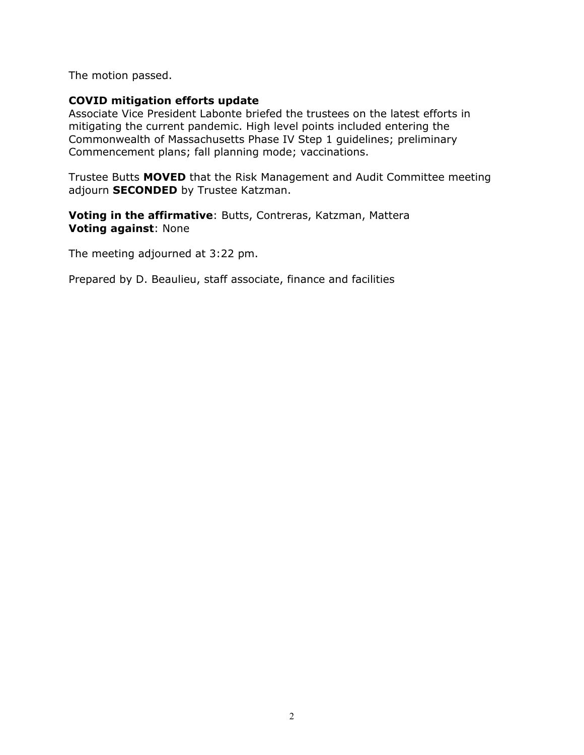The motion passed.

**COVID mitigation efforts update**
Associate Vice President Labonte briefed the trustees on the latest efforts in mitigating the current pandemic. High level points included entering the Commonwealth of Massachusetts Phase IV Step 1 guidelines; preliminary Commencement plans; fall planning mode; vaccinations.

Trustee Butts **MOVED** that the Risk Management and Audit Committee meeting adjourn **SECONDED** by Trustee Katzman.

**Voting in the affirmative**: Butts, Contreras, Katzman, Mattera
**Voting against**: None

The meeting adjourned at 3:22 pm.

Prepared by D. Beaulieu, staff associate, finance and facilities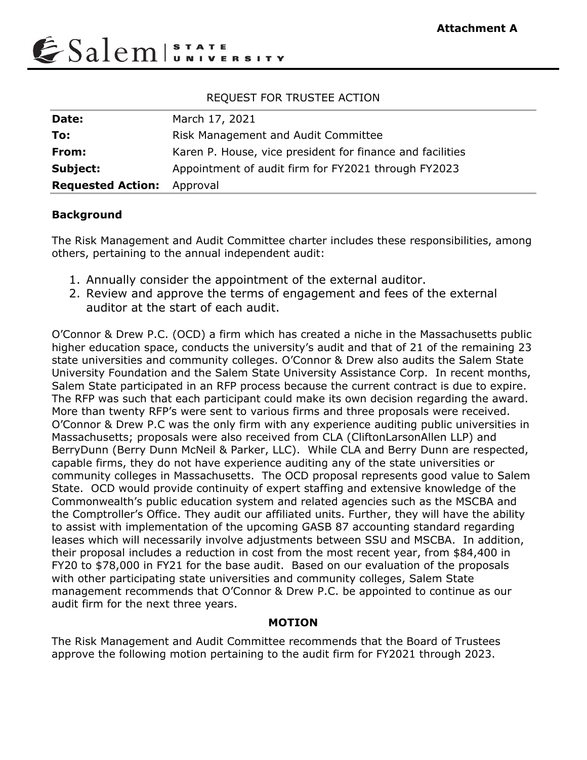**Attachment A**

Salem | STATE UNIVERSITY

REQUEST FOR TRUSTEE ACTION

| | |
|---|---|
| **Date:** | March 17, 2021 |
| **To:** | Risk Management and Audit Committee |
| **From:** | Karen P. House, vice president for finance and facilities |
| **Subject:** | Appointment of audit firm for FY2021 through FY2023 |
| **Requested Action:** | Approval |

**Background**

The Risk Management and Audit Committee charter includes these responsibilities, among others, pertaining to the annual independent audit:

1. Annually consider the appointment of the external auditor.
2. Review and approve the terms of engagement and fees of the external auditor at the start of each audit.

O'Connor & Drew P.C. (OCD) a firm which has created a niche in the Massachusetts public higher education space, conducts the university's audit and that of 21 of the remaining 23 state universities and community colleges. O'Connor & Drew also audits the Salem State University Foundation and the Salem State University Assistance Corp. In recent months, Salem State participated in an RFP process because the current contract is due to expire. The RFP was such that each participant could make its own decision regarding the award. More than twenty RFP's were sent to various firms and three proposals were received. O'Connor & Drew P.C was the only firm with any experience auditing public universities in Massachusetts; proposals were also received from CLA (CliftonLarsonAllen LLP) and BerryDunn (Berry Dunn McNeil & Parker, LLC). While CLA and Berry Dunn are respected, capable firms, they do not have experience auditing any of the state universities or community colleges in Massachusetts. The OCD proposal represents good value to Salem State. OCD would provide continuity of expert staffing and extensive knowledge of the Commonwealth's public education system and related agencies such as the MSCBA and the Comptroller's Office. They audit our affiliated units. Further, they will have the ability to assist with implementation of the upcoming GASB 87 accounting standard regarding leases which will necessarily involve adjustments between SSU and MSCBA. In addition, their proposal includes a reduction in cost from the most recent year, from $84,400 in FY20 to $78,000 in FY21 for the base audit. Based on our evaluation of the proposals with other participating state universities and community colleges, Salem State management recommends that O'Connor & Drew P.C. be appointed to continue as our audit firm for the next three years.

**MOTION**

The Risk Management and Audit Committee recommends that the Board of Trustees approve the following motion pertaining to the audit firm for FY2021 through 2023.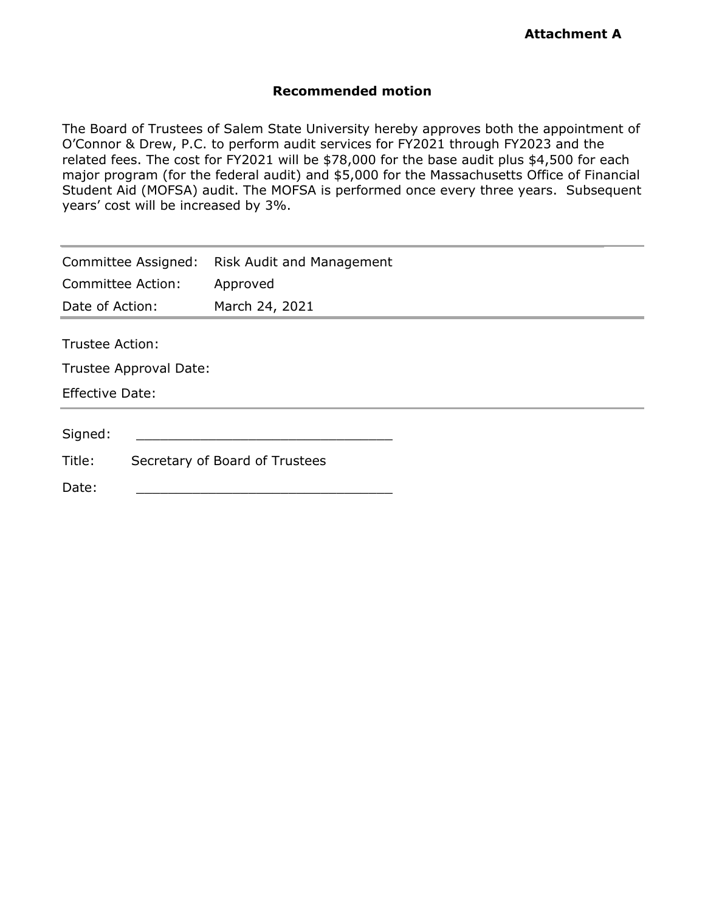**Attachment A**

## Recommended motion

The Board of Trustees of Salem State University hereby approves both the appointment of O'Connor & Drew, P.C. to perform audit services for FY2021 through FY2023 and the related fees. The cost for FY2021 will be $78,000 for the base audit plus $4,500 for each major program (for the federal audit) and $5,000 for the Massachusetts Office of Financial Student Aid (MOFSA) audit. The MOFSA is performed once every three years. Subsequent years' cost will be increased by 3%.

| | |
|---|---|
| Committee Assigned: | Risk Audit and Management |
| Committee Action: | Approved |
| Date of Action: | March 24, 2021 |

Trustee Action:

Trustee Approval Date:

Effective Date:

Signed: \_\_\_\_\_\_\_\_\_\_\_\_\_\_\_\_\_\_\_\_\_\_\_\_\_\_\_\_\_\_\_

Title: Secretary of Board of Trustees

Date: \_\_\_\_\_\_\_\_\_\_\_\_\_\_\_\_\_\_\_\_\_\_\_\_\_\_\_\_\_\_\_